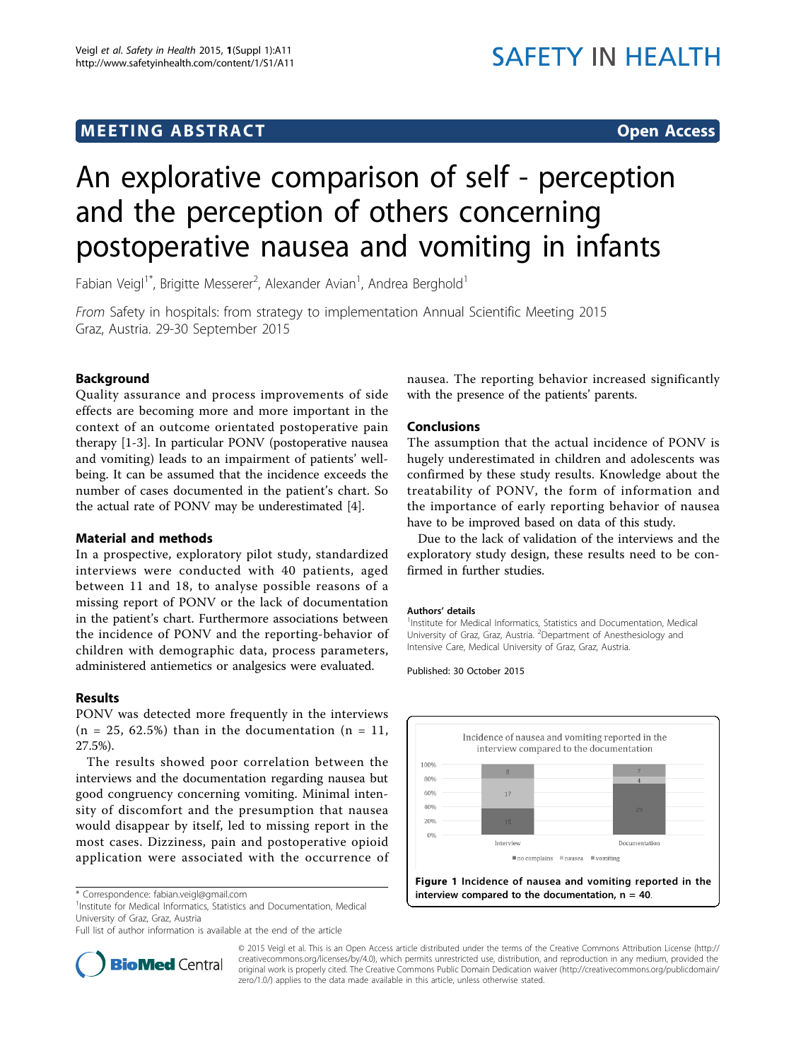# MEETING ABSTRACT

Open Access

# An explorative comparison of self - perception and the perception of others concerning postoperative nausea and vomiting in infants

Fabian Veigl[1*], Brigitte Messerer[2], Alexander Avian[1], Andrea Berghold[1]

*From* Safety in hospitals: from strategy to implementation Annual Scientific Meeting 2015
Graz, Austria. 29-30 September 2015

## Background

Quality assurance and process improvements of side effects are becoming more and more important in the context of an outcome orientated postoperative pain therapy [1-3]. In particular PONV (postoperative nausea and vomiting) leads to an impairment of patients' well-being. It can be assumed that the incidence exceeds the number of cases documented in the patient's chart. So the actual rate of PONV may be underestimated [4].

## Material and methods

In a prospective, exploratory pilot study, standardized interviews were conducted with 40 patients, aged between 11 and 18, to analyse possible reasons of a missing report of PONV or the lack of documentation in the patient's chart. Furthermore associations between the incidence of PONV and the reporting-behavior of children with demographic data, process parameters, administered antiemetics or analgesics were evaluated.

## Results

PONV was detected more frequently in the interviews (n = 25, 62.5%) than in the documentation (n = 11, 27.5%).

The results showed poor correlation between the interviews and the documentation regarding nausea but good congruency concerning vomiting. Minimal intensity of discomfort and the presumption that nausea would disappear by itself, led to missing report in the most cases. Dizziness, pain and postoperative opioid application were associated with the occurrence of nausea. The reporting behavior increased significantly with the presence of the patients' parents.

## Conclusions

The assumption that the actual incidence of PONV is hugely underestimated in children and adolescents was confirmed by these study results. Knowledge about the treatability of PONV, the form of information and the importance of early reporting behavior of nausea have to be improved based on data of this study.

Due to the lack of validation of the interviews and the exploratory study design, these results need to be confirmed in further studies.

### Authors' details

[1]Institute for Medical Informatics, Statistics and Documentation, Medical University of Graz, Graz, Austria. [2]Department of Anesthesiology and Intensive Care, Medical University of Graz, Graz, Austria.

Published: 30 October 2015

| | Interview | Documentation |
|---|---|---|
| no complains | 15 | 29 |
| nausea | 17 | 4 |
| vomiting | 8 | 7 |

**Figure 1 Incidence of nausea and vomiting reported in the interview compared to the documentation, n = 40.**

\* Correspondence: fabian.veigl@gmail.com
[1]Institute for Medical Informatics, Statistics and Documentation, Medical University of Graz, Graz, Austria
Full list of author information is available at the end of the article

© 2015 Veigl et al. This is an Open Access article distributed under the terms of the Creative Commons Attribution License (http://creativecommons.org/licenses/by/4.0), which permits unrestricted use, distribution, and reproduction in any medium, provided the original work is properly cited. The Creative Commons Public Domain Dedication waiver (http://creativecommons.org/publicdomain/zero/1.0/) applies to the data made available in this article, unless otherwise stated.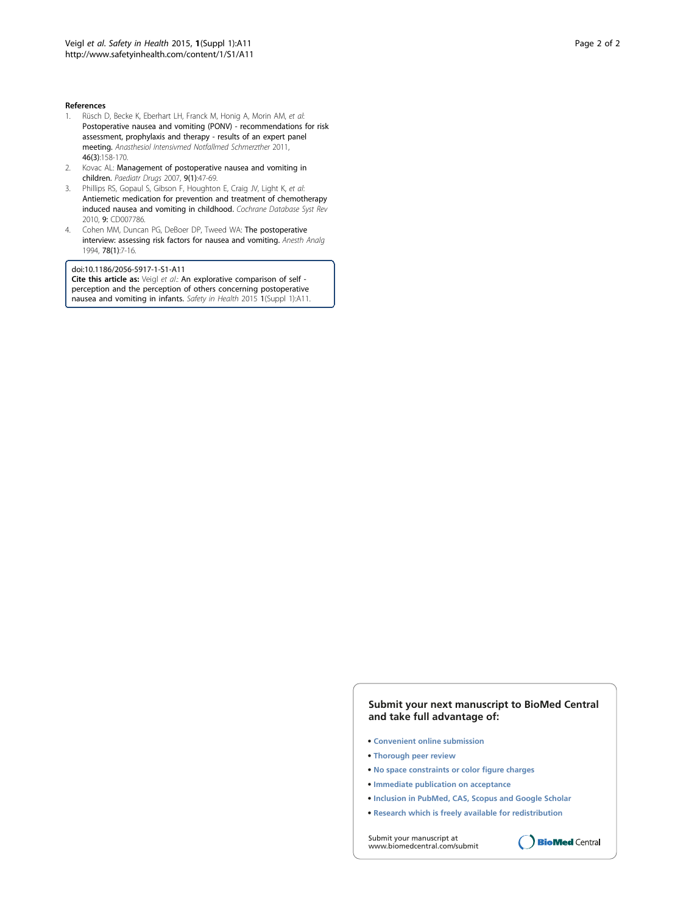## References

1. Rüsch D, Becke K, Eberhart LH, Franck M, Honig A, Morin AM, *et al*: **Postoperative nausea and vomiting (PONV) - recommendations for risk assessment, prophylaxis and therapy - results of an expert panel meeting.** *Anasthesiol Intensivmed Notfallmed Schmerzther* 2011, **46(3)**:158-170.
2. Kovac AL: **Management of postoperative nausea and vomiting in children.** *Paediatr Drugs* 2007, **9(1)**:47-69.
3. Phillips RS, Gopaul S, Gibson F, Houghton E, Craig JV, Light K, *et al*: **Antiemetic medication for prevention and treatment of chemotherapy induced nausea and vomiting in childhood.** *Cochrane Database Syst Rev* 2010, **9**: CD007786.
4. Cohen MM, Duncan PG, DeBoer DP, Tweed WA: **The postoperative interview: assessing risk factors for nausea and vomiting.** *Anesth Analg* 1994, **78(1)**:7-16.

doi:10.1186/2056-5917-1-S1-A11
**Cite this article as:** Veigl *et al.*: An explorative comparison of self - perception and the perception of others concerning postoperative nausea and vomiting in infants. *Safety in Health* 2015 **1**(Suppl 1):A11.

**Submit your next manuscript to BioMed Central and take full advantage of:**

- **Convenient online submission**
- **Thorough peer review**
- **No space constraints or color figure charges**
- **Immediate publication on acceptance**
- **Inclusion in PubMed, CAS, Scopus and Google Scholar**
- **Research which is freely available for redistribution**

Submit your manuscript at
www.biomedcentral.com/submit

BioMed Central